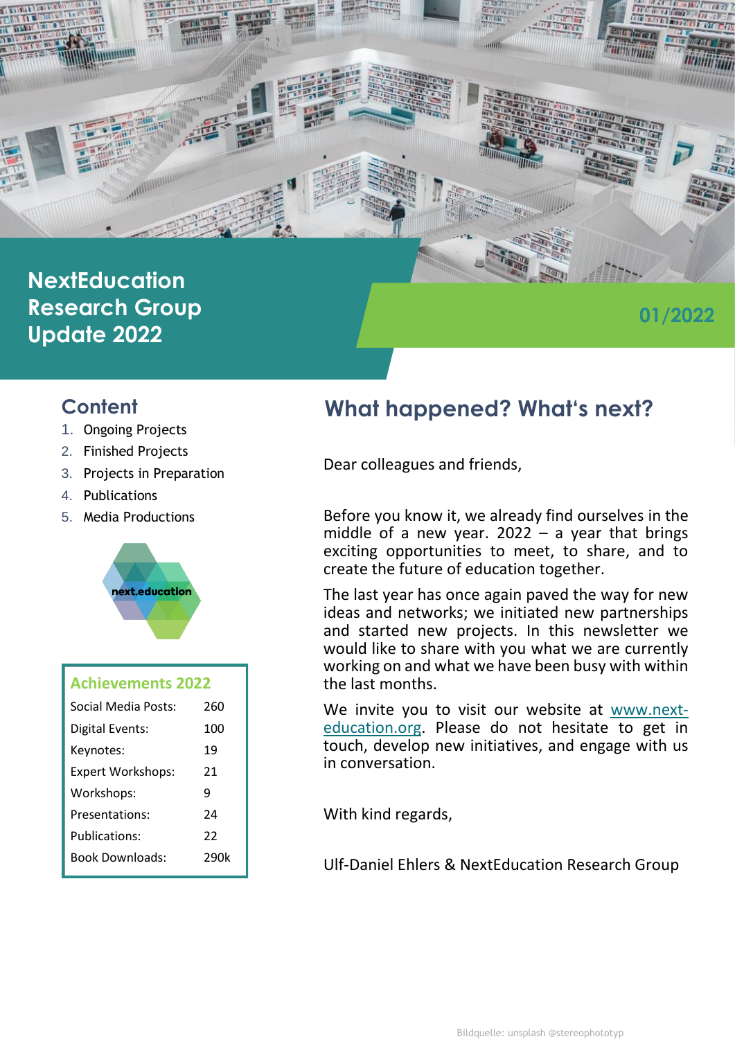# NextEducation Research Group Update 2022

01/2022

## Content

1. Ongoing Projects
2. Finished Projects
3. Projects in Preparation
4. Publications
5. Media Productions

next.education

| Achievements 2022 | |
|---|---|
| Social Media Posts: | 260 |
| Digital Events: | 100 |
| Keynotes: | 19 |
| Expert Workshops: | 21 |
| Workshops: | 9 |
| Presentations: | 24 |
| Publications: | 22 |
| Book Downloads: | 290k |

## What happened? What's next?

Dear colleagues and friends,

Before you know it, we already find ourselves in the middle of a new year. 2022 – a year that brings exciting opportunities to meet, to share, and to create the future of education together.

The last year has once again paved the way for new ideas and networks; we initiated new partnerships and started new projects. In this newsletter we would like to share with you what we are currently working on and what we have been busy with within the last months.

We invite you to visit our website at [www.next-education.org](www.next-education.org). Please do not hesitate to get in touch, develop new initiatives, and engage with us in conversation.

With kind regards,

Ulf-Daniel Ehlers & NextEducation Research Group

Bildquelle: unsplash @stereophototyp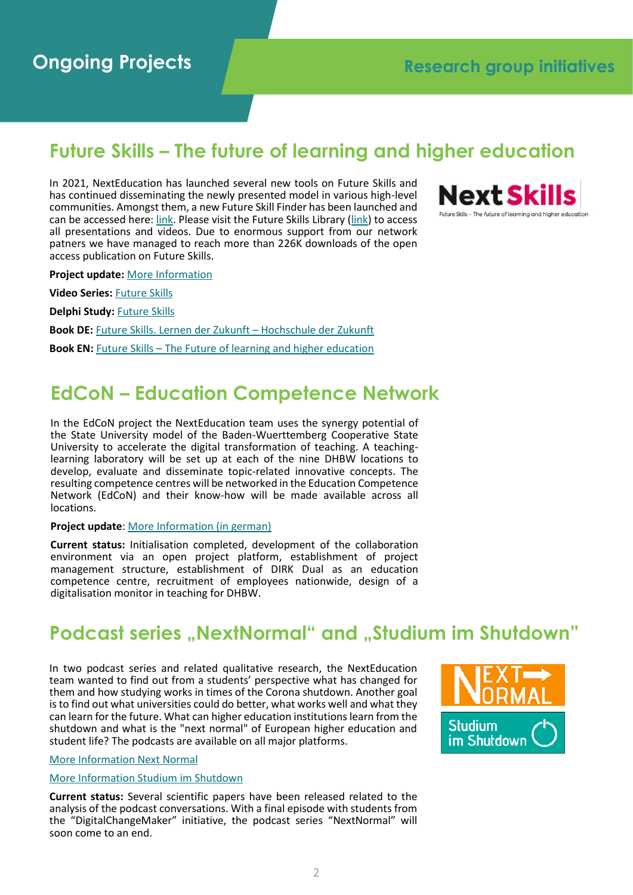## Ongoing Projects

## Research group initiatives

# Future Skills – The future of learning and higher education

In 2021, NextEducation has launched several new tools on Future Skills and has continued disseminating the newly presented model in various high-level communities. Amongst them, a new Future Skill Finder has been launched and can be accessed here: link. Please visit the Future Skills Library (link) to access all presentations and videos. Due to enormous support from our network patners we have managed to reach more than 226K downloads of the open access publication on Future Skills.

**Project update:** More Information

**Video Series:** Future Skills

**Delphi Study:** Future Skills

**Book DE:** Future Skills. Lernen der Zukunft – Hochschule der Zukunft

**Book EN:** Future Skills – The Future of learning and higher education

# EdCoN – Education Competence Network

In the EdCoN project the NextEducation team uses the synergy potential of the State University model of the Baden-Wuerttemberg Cooperative State University to accelerate the digital transformation of teaching. A teaching-learning laboratory will be set up at each of the nine DHBW locations to develop, evaluate and disseminate topic-related innovative concepts. The resulting competence centres will be networked in the Education Competence Network (EdCoN) and their know-how will be made available across all locations.

**Project update**: More Information (in german)

**Current status:** Initialisation completed, development of the collaboration environment via an open project platform, establishment of project management structure, establishment of DIRK Dual as an education competence centre, recruitment of employees nationwide, design of a digitalisation monitor in teaching for DHBW.

# Podcast series „NextNormal“ and „Studium im Shutdown”

In two podcast series and related qualitative research, the NextEducation team wanted to find out from a students' perspective what has changed for them and how studying works in times of the Corona shutdown. Another goal is to find out what universities could do better, what works well and what they can learn for the future. What can higher education institutions learn from the shutdown and what is the "next normal" of European higher education and student life? The podcasts are available on all major platforms.

More Information Next Normal

More Information Studium im Shutdown

**Current status:** Several scientific papers have been released related to the analysis of the podcast conversations. With a final episode with students from the "DigitalChangeMaker" initiative, the podcast series "NextNormal" will soon come to an end.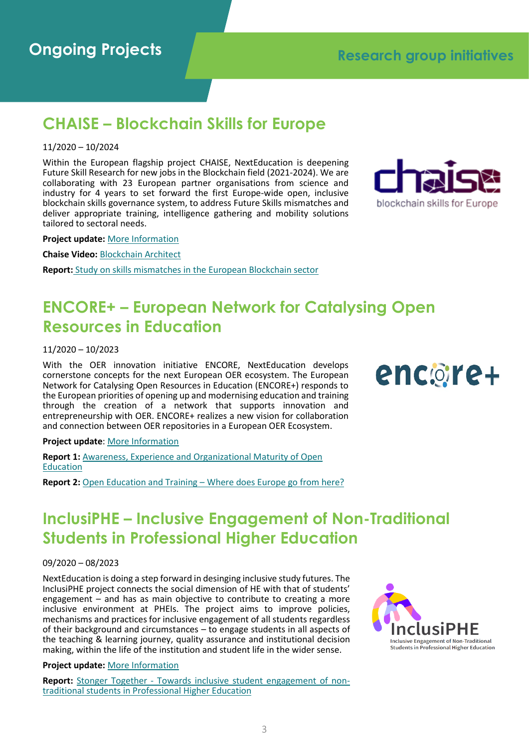# Ongoing Projects

## Research group initiatives

## CHAISE – Blockchain Skills for Europe

11/2020 – 10/2024

Within the European flagship project CHAISE, NextEducation is deepening Future Skill Research for new jobs in the Blockchain field (2021-2024). We are collaborating with 23 European partner organisations from science and industry for 4 years to set forward the first Europe-wide open, inclusive blockchain skills governance system, to address Future Skills mismatches and deliver appropriate training, intelligence gathering and mobility solutions tailored to sectoral needs.

**Project update:** More Information

**Chaise Video:** Blockchain Architect

**Report:** Study on skills mismatches in the European Blockchain sector

## ENCORE+ – European Network for Catalysing Open Resources in Education

11/2020 – 10/2023

With the OER innovation initiative ENCORE, NextEducation develops cornerstone concepts for the next European OER ecosystem. The European Network for Catalysing Open Resources in Education (ENCORE+) responds to the European priorities of opening up and modernising education and training through the creation of a network that supports innovation and entrepreneurship with OER. ENCORE+ realizes a new vision for collaboration and connection between OER repositories in a European OER Ecosystem.

**Project update**: More Information

**Report 1:** Awareness, Experience and Organizational Maturity of Open Education

**Report 2:** Open Education and Training – Where does Europe go from here?

## InclusiPHE – Inclusive Engagement of Non-Traditional Students in Professional Higher Education

09/2020 – 08/2023

NextEducation is doing a step forward in desinging inclusive study futures. The InclusiPHE project connects the social dimension of HE with that of students' engagement – and has as main objective to contribute to creating a more inclusive environment at PHEIs. The project aims to improve policies, mechanisms and practices for inclusive engagement of all students regardless of their background and circumstances – to engage students in all aspects of the teaching & learning journey, quality assurance and institutional decision making, within the life of the institution and student life in the wider sense.

**Project update:** More Information

**Report:** Stonger Together - Towards inclusive student engagement of non-traditional students in Professional Higher Education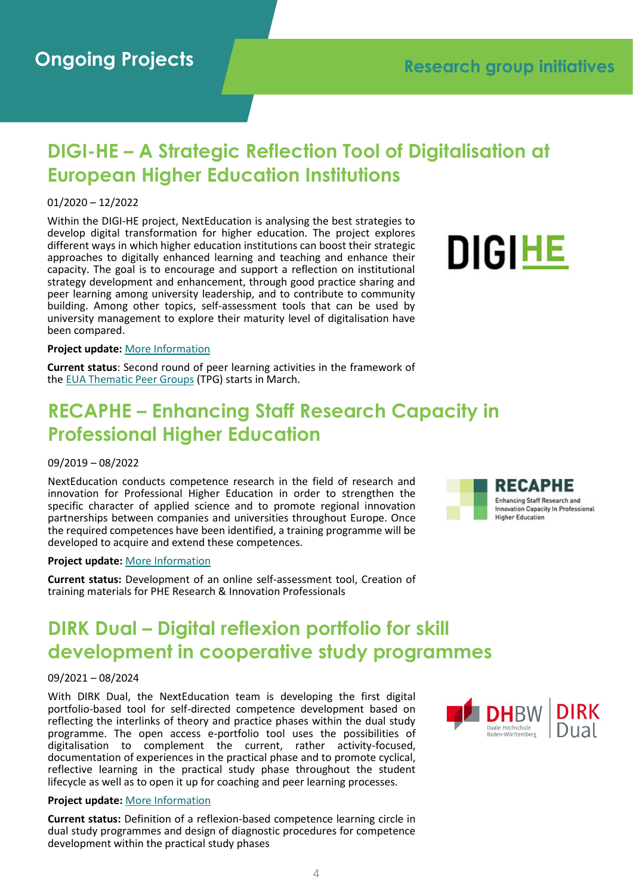# Ongoing Projects

## Research group initiatives

## DIGI-HE – A Strategic Reflection Tool of Digitalisation at European Higher Education Institutions

01/2020 – 12/2022

Within the DIGI-HE project, NextEducation is analysing the best strategies to develop digital transformation for higher education. The project explores different ways in which higher education institutions can boost their strategic approaches to digitally enhanced learning and teaching and enhance their capacity. The goal is to encourage and support a reflection on institutional strategy development and enhancement, through good practice sharing and peer learning among university leadership, and to contribute to community building. Among other topics, self-assessment tools that can be used by university management to explore their maturity level of digitalisation have been compared.

**Project update:** More Information

**Current status**: Second round of peer learning activities in the framework of the EUA Thematic Peer Groups (TPG) starts in March.

## RECAPHE – Enhancing Staff Research Capacity in Professional Higher Education

09/2019 – 08/2022

NextEducation conducts competence research in the field of research and innovation for Professional Higher Education in order to strengthen the specific character of applied science and to promote regional innovation partnerships between companies and universities throughout Europe. Once the required competences have been identified, a training programme will be developed to acquire and extend these competences.

**Project update:** More Information

**Current status:** Development of an online self-assessment tool, Creation of training materials for PHE Research & Innovation Professionals

## DIRK Dual – Digital reflexion portfolio for skill development in cooperative study programmes

09/2021 – 08/2024

With DIRK Dual, the NextEducation team is developing the first digital portfolio-based tool for self-directed competence development based on reflecting the interlinks of theory and practice phases within the dual study programme. The open access e-portfolio tool uses the possibilities of digitalisation to complement the current, rather activity-focused, documentation of experiences in the practical phase and to promote cyclical, reflective learning in the practical study phase throughout the student lifecycle as well as to open it up for coaching and peer learning processes.

**Project update:** More Information

**Current status:** Definition of a reflexion-based competence learning circle in dual study programmes and design of diagnostic procedures for competence development within the practical study phases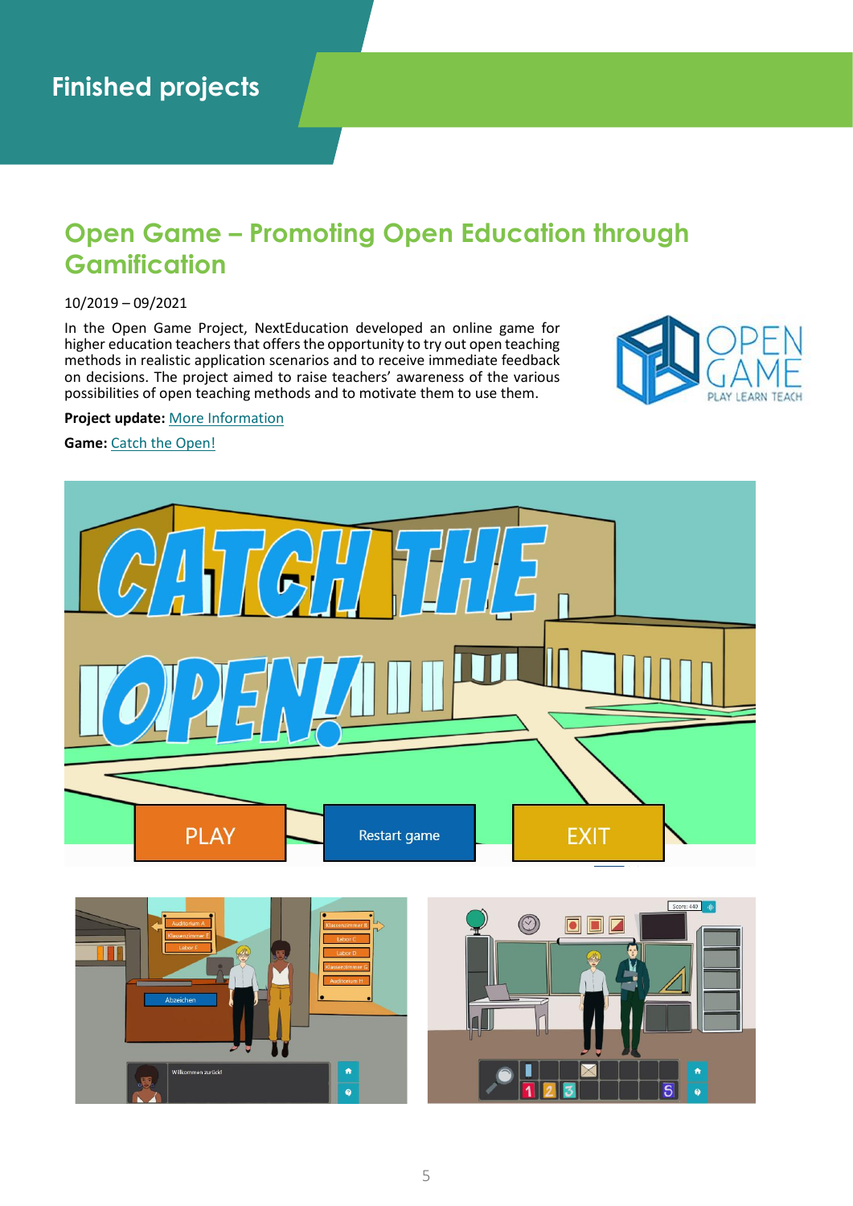# Finished projects

## Open Game – Promoting Open Education through Gamification

10/2019 – 09/2021

In the Open Game Project, NextEducation developed an online game for higher education teachers that offers the opportunity to try out open teaching methods in realistic application scenarios and to receive immediate feedback on decisions. The project aimed to raise teachers' awareness of the various possibilities of open teaching methods and to motivate them to use them.

**Project update:** More Information

**Game:** Catch the Open!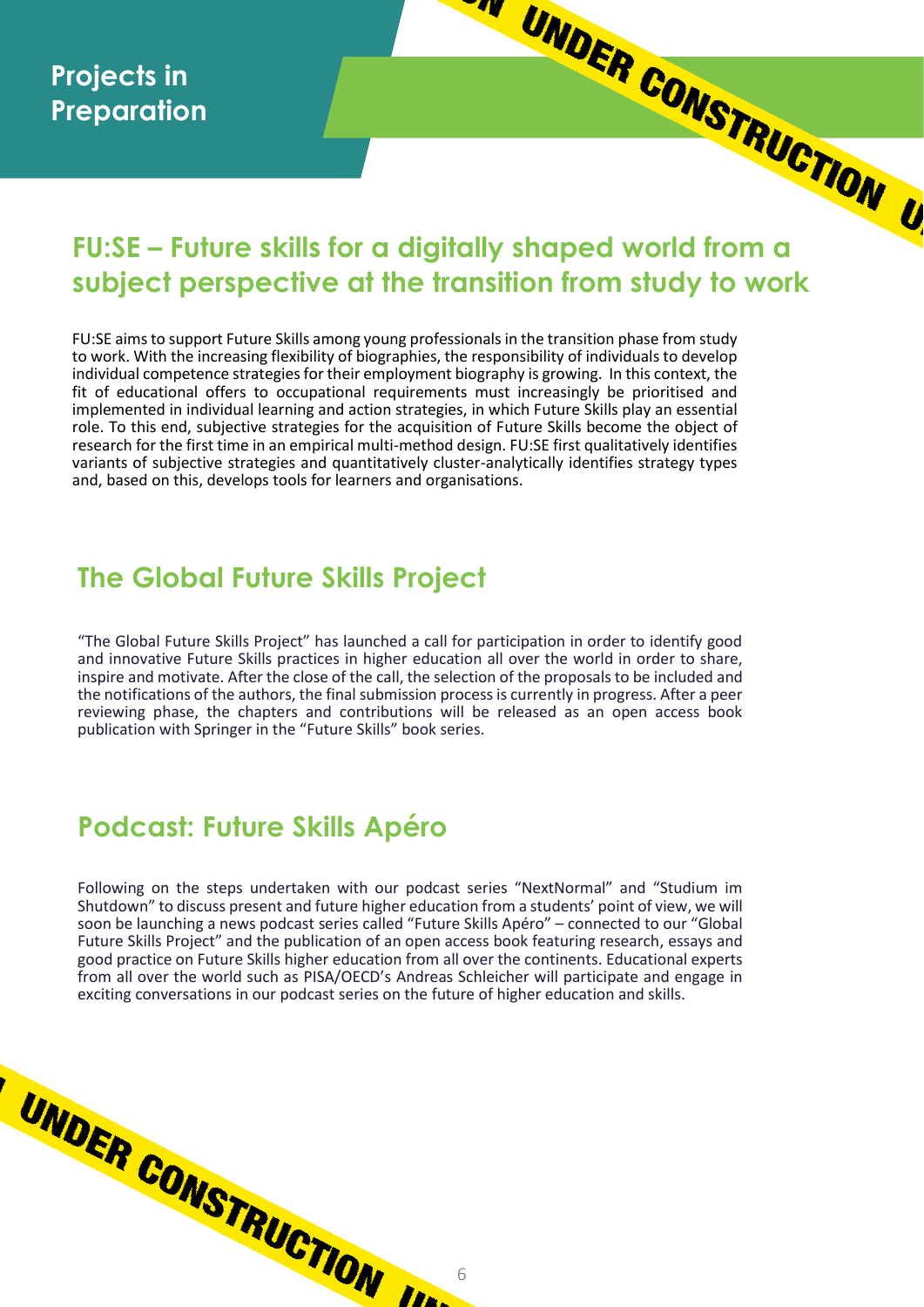# Projects in Preparation

## FU:SE – Future skills for a digitally shaped world from a subject perspective at the transition from study to work

FU:SE aims to support Future Skills among young professionals in the transition phase from study to work. With the increasing flexibility of biographies, the responsibility of individuals to develop individual competence strategies for their employment biography is growing. In this context, the fit of educational offers to occupational requirements must increasingly be prioritised and implemented in individual learning and action strategies, in which Future Skills play an essential role. To this end, subjective strategies for the acquisition of Future Skills become the object of research for the first time in an empirical multi-method design. FU:SE first qualitatively identifies variants of subjective strategies and quantitatively cluster-analytically identifies strategy types and, based on this, develops tools for learners and organisations.

## The Global Future Skills Project

"The Global Future Skills Project" has launched a call for participation in order to identify good and innovative Future Skills practices in higher education all over the world in order to share, inspire and motivate. After the close of the call, the selection of the proposals to be included and the notifications of the authors, the final submission process is currently in progress. After a peer reviewing phase, the chapters and contributions will be released as an open access book publication with Springer in the "Future Skills" book series.

## Podcast: Future Skills Apéro

Following on the steps undertaken with our podcast series "NextNormal" and "Studium im Shutdown" to discuss present and future higher education from a students' point of view, we will soon be launching a news podcast series called "Future Skills Apéro" – connected to our "Global Future Skills Project" and the publication of an open access book featuring research, essays and good practice on Future Skills higher education from all over the continents. Educational experts from all over the world such as PISA/OECD's Andreas Schleicher will participate and engage in exciting conversations in our podcast series on the future of higher education and skills.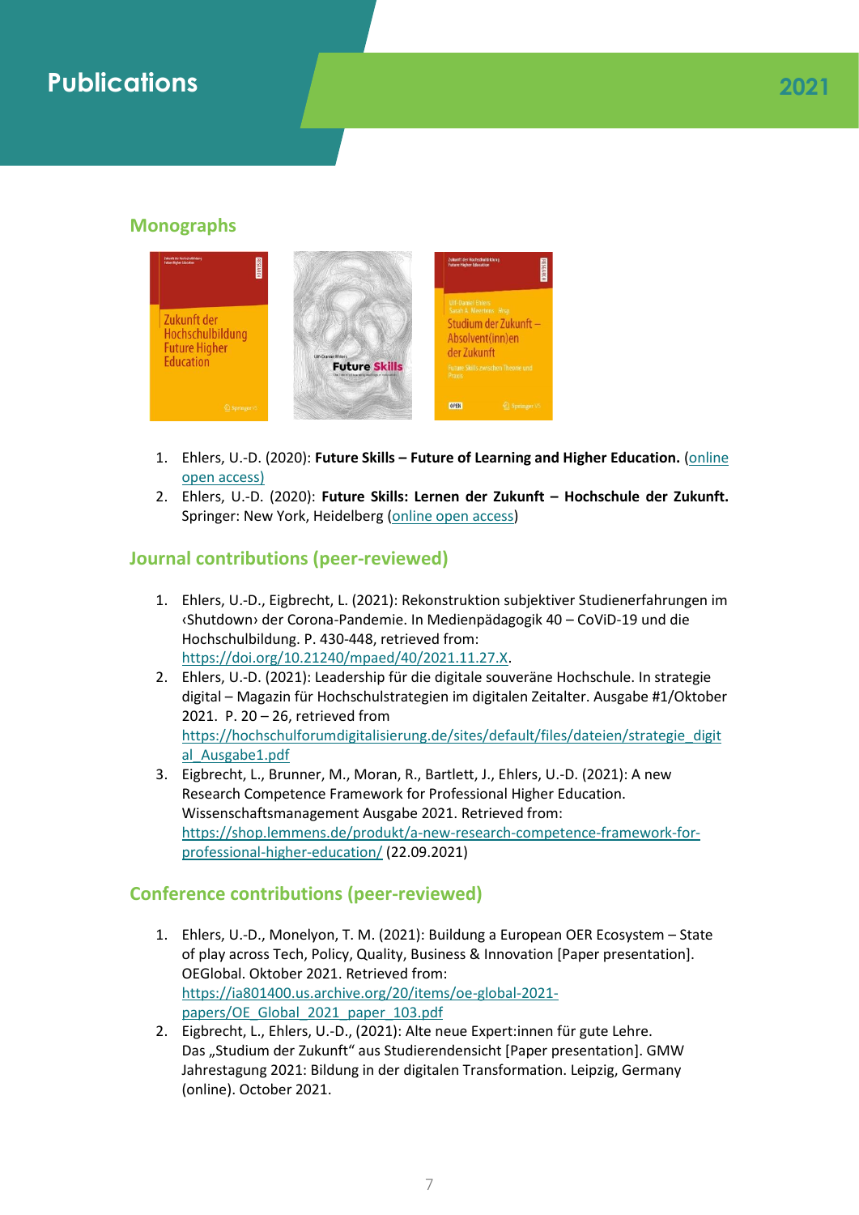# Publications

2021

## Monographs

1. Ehlers, U.-D. (2020): **Future Skills – Future of Learning and Higher Education.** (online open access)
2. Ehlers, U.-D. (2020): **Future Skills: Lernen der Zukunft – Hochschule der Zukunft.** Springer: New York, Heidelberg (online open access)

## Journal contributions (peer-reviewed)

1. Ehlers, U.-D., Eigbrecht, L. (2021): Rekonstruktion subjektiver Studienerfahrungen im ‹Shutdown› der Corona-Pandemie. In Medienpädagogik 40 – CoViD-19 und die Hochschulbildung. P. 430-448, retrieved from: https://doi.org/10.21240/mpaed/40/2021.11.27.X.
2. Ehlers, U.-D. (2021): Leadership für die digitale souveräne Hochschule. In strategie digital – Magazin für Hochschulstrategien im digitalen Zeitalter. Ausgabe #1/Oktober 2021. P. 20 – 26, retrieved from https://hochschulforumdigitalisierung.de/sites/default/files/dateien/strategie_digital_Ausgabe1.pdf
3. Eigbrecht, L., Brunner, M., Moran, R., Bartlett, J., Ehlers, U.-D. (2021): A new Research Competence Framework for Professional Higher Education. Wissenschaftsmanagement Ausgabe 2021. Retrieved from: https://shop.lemmens.de/produkt/a-new-research-competence-framework-for-professional-higher-education/ (22.09.2021)

## Conference contributions (peer-reviewed)

1. Ehlers, U.-D., Monelyon, T. M. (2021): Buildung a European OER Ecosystem – State of play across Tech, Policy, Quality, Business & Innovation [Paper presentation]. OEGlobal. Oktober 2021. Retrieved from: https://ia801400.us.archive.org/20/items/oe-global-2021-papers/OE_Global_2021_paper_103.pdf
2. Eigbrecht, L., Ehlers, U.-D., (2021): Alte neue Expert:innen für gute Lehre. Das „Studium der Zukunft" aus Studierendensicht [Paper presentation]. GMW Jahrestagung 2021: Bildung in der digitalen Transformation. Leipzig, Germany (online). October 2021.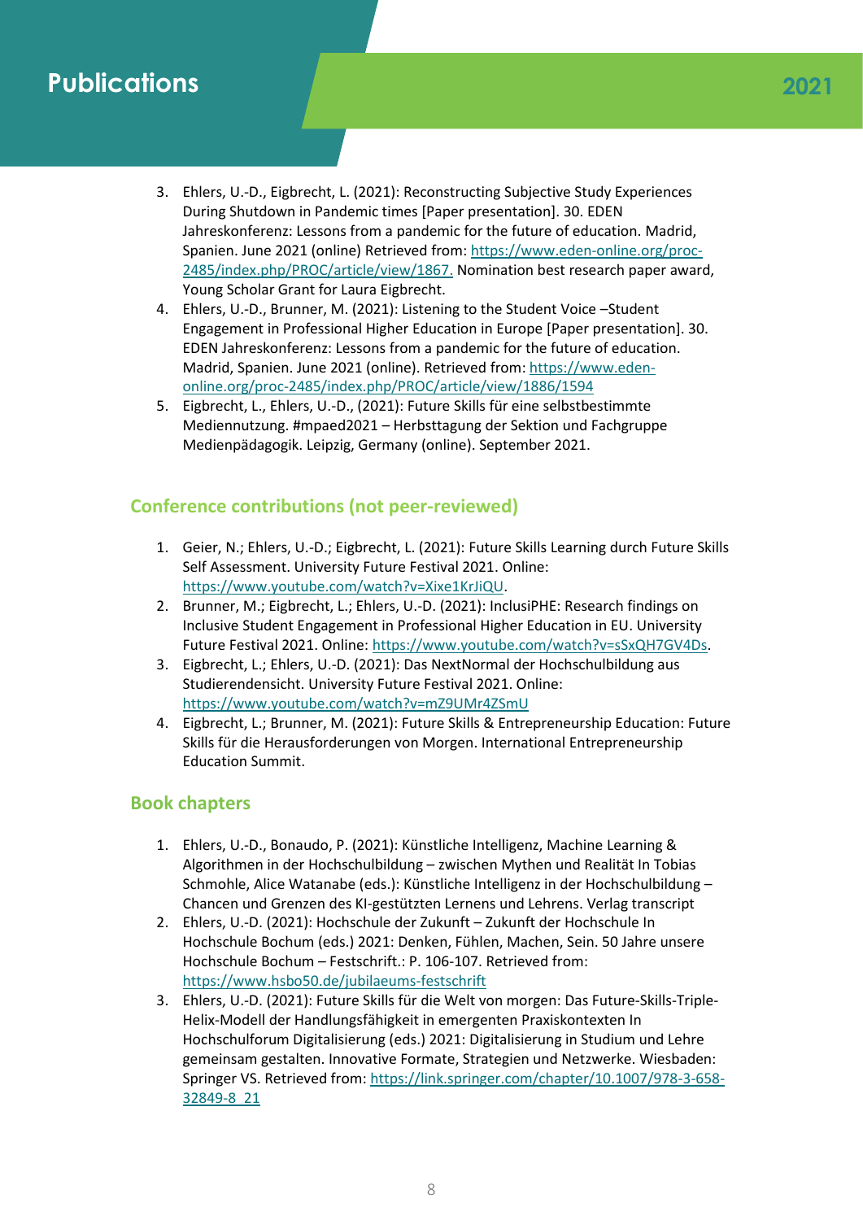# Publications

## 2021

3. Ehlers, U.-D., Eigbrecht, L. (2021): Reconstructing Subjective Study Experiences During Shutdown in Pandemic times [Paper presentation]. 30. EDEN Jahreskonferenz: Lessons from a pandemic for the future of education. Madrid, Spanien. June 2021 (online) Retrieved from: https://www.eden-online.org/proc-2485/index.php/PROC/article/view/1867. Nomination best research paper award, Young Scholar Grant for Laura Eigbrecht.
4. Ehlers, U.-D., Brunner, M. (2021): Listening to the Student Voice –Student Engagement in Professional Higher Education in Europe [Paper presentation]. 30. EDEN Jahreskonferenz: Lessons from a pandemic for the future of education. Madrid, Spanien. June 2021 (online). Retrieved from: https://www.eden-online.org/proc-2485/index.php/PROC/article/view/1886/1594
5. Eigbrecht, L., Ehlers, U.-D., (2021): Future Skills für eine selbstbestimmte Mediennutzung. #mpaed2021 – Herbsttagung der Sektion und Fachgruppe Medienpädagogik. Leipzig, Germany (online). September 2021.

### Conference contributions (not peer-reviewed)

1. Geier, N.; Ehlers, U.-D.; Eigbrecht, L. (2021): Future Skills Learning durch Future Skills Self Assessment. University Future Festival 2021. Online: https://www.youtube.com/watch?v=Xixe1KrJiQU.
2. Brunner, M.; Eigbrecht, L.; Ehlers, U.-D. (2021): InclusiPHE: Research findings on Inclusive Student Engagement in Professional Higher Education in EU. University Future Festival 2021. Online: https://www.youtube.com/watch?v=sSxQH7GV4Ds.
3. Eigbrecht, L.; Ehlers, U.-D. (2021): Das NextNormal der Hochschulbildung aus Studierendensicht. University Future Festival 2021. Online: https://www.youtube.com/watch?v=mZ9UMr4ZSmU
4. Eigbrecht, L.; Brunner, M. (2021): Future Skills & Entrepreneurship Education: Future Skills für die Herausforderungen von Morgen. International Entrepreneurship Education Summit.

### Book chapters

1. Ehlers, U.-D., Bonaudo, P. (2021): Künstliche Intelligenz, Machine Learning & Algorithmen in der Hochschulbildung – zwischen Mythen und Realität In Tobias Schmohle, Alice Watanabe (eds.): Künstliche Intelligenz in der Hochschulbildung – Chancen und Grenzen des KI-gestützten Lernens und Lehrens. Verlag transcript
2. Ehlers, U.-D. (2021): Hochschule der Zukunft – Zukunft der Hochschule In Hochschule Bochum (eds.) 2021: Denken, Fühlen, Machen, Sein. 50 Jahre unsere Hochschule Bochum – Festschrift.: P. 106-107. Retrieved from: https://www.hsbo50.de/jubilaeums-festschrift
3. Ehlers, U.-D. (2021): Future Skills für die Welt von morgen: Das Future-Skills-Triple-Helix-Modell der Handlungsfähigkeit in emergenten Praxiskontexten In Hochschulforum Digitalisierung (eds.) 2021: Digitalisierung in Studium und Lehre gemeinsam gestalten. Innovative Formate, Strategien und Netzwerke. Wiesbaden: Springer VS. Retrieved from: https://link.springer.com/chapter/10.1007/978-3-658-32849-8_21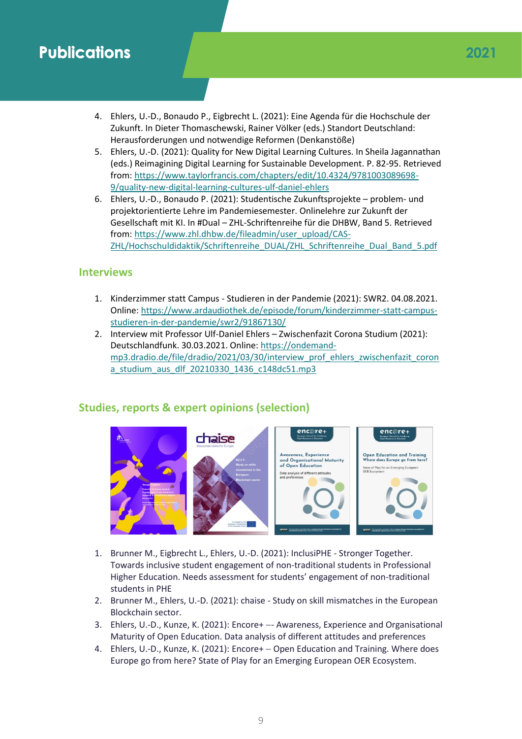# Publications

2021

4. Ehlers, U.-D., Bonaudo P., Eigbrecht L. (2021): Eine Agenda für die Hochschule der Zukunft. In Dieter Thomaschewski, Rainer Völker (eds.) Standort Deutschland: Herausforderungen und notwendige Reformen (Denkanstöße)
5. Ehlers, U.-D. (2021): Quality for New Digital Learning Cultures. In Sheila Jagannathan (eds.) Reimagining Digital Learning for Sustainable Development. P. 82-95. Retrieved from: https://www.taylorfrancis.com/chapters/edit/10.4324/9781003089698-9/quality-new-digital-learning-cultures-ulf-daniel-ehlers
6. Ehlers, U.-D., Bonaudo P. (2021): Studentische Zukunftsprojekte – problem- und projektorientierte Lehre im Pandemiesemester. Onlinelehre zur Zukunft der Gesellschaft mit KI. In #Dual – ZHL-Schriftenreihe für die DHBW, Band 5. Retrieved from: https://www.zhl.dhbw.de/fileadmin/user_upload/CAS-ZHL/Hochschuldidaktik/Schriftenreihe_DUAL/ZHL_Schriftenreihe_Dual_Band_5.pdf

## Interviews

1. Kinderzimmer statt Campus - Studieren in der Pandemie (2021): SWR2. 04.08.2021. Online: https://www.ardaudiothek.de/episode/forum/kinderzimmer-statt-campus-studieren-in-der-pandemie/swr2/91867130/
2. Interview mit Professor Ulf-Daniel Ehlers – Zwischenfazit Corona Studium (2021): Deutschlandfunk. 30.03.2021. Online: https://ondemand-mp3.dradio.de/file/dradio/2021/03/30/interview_prof_ehlers_zwischenfazit_corona_studium_aus_dlf_20210330_1436_c148dc51.mp3

## Studies, reports & expert opinions (selection)

1. Brunner M., Eigbrecht L., Ehlers, U.-D. (2021): InclusiPHE - Stronger Together. Towards inclusive student engagement of non-traditional students in Professional Higher Education. Needs assessment for students' engagement of non-traditional students in PHE
2. Brunner M., Ehlers, U.-D. (2021): chaise - Study on skill mismatches in the European Blockchain sector.
3. Ehlers, U.-D., Kunze, K. (2021): Encore+ –- Awareness, Experience and Organisational Maturity of Open Education. Data analysis of different attitudes and preferences
4. Ehlers, U.-D., Kunze, K. (2021): Encore+ – Open Education and Training. Where does Europe go from here? State of Play for an Emerging European OER Ecosystem.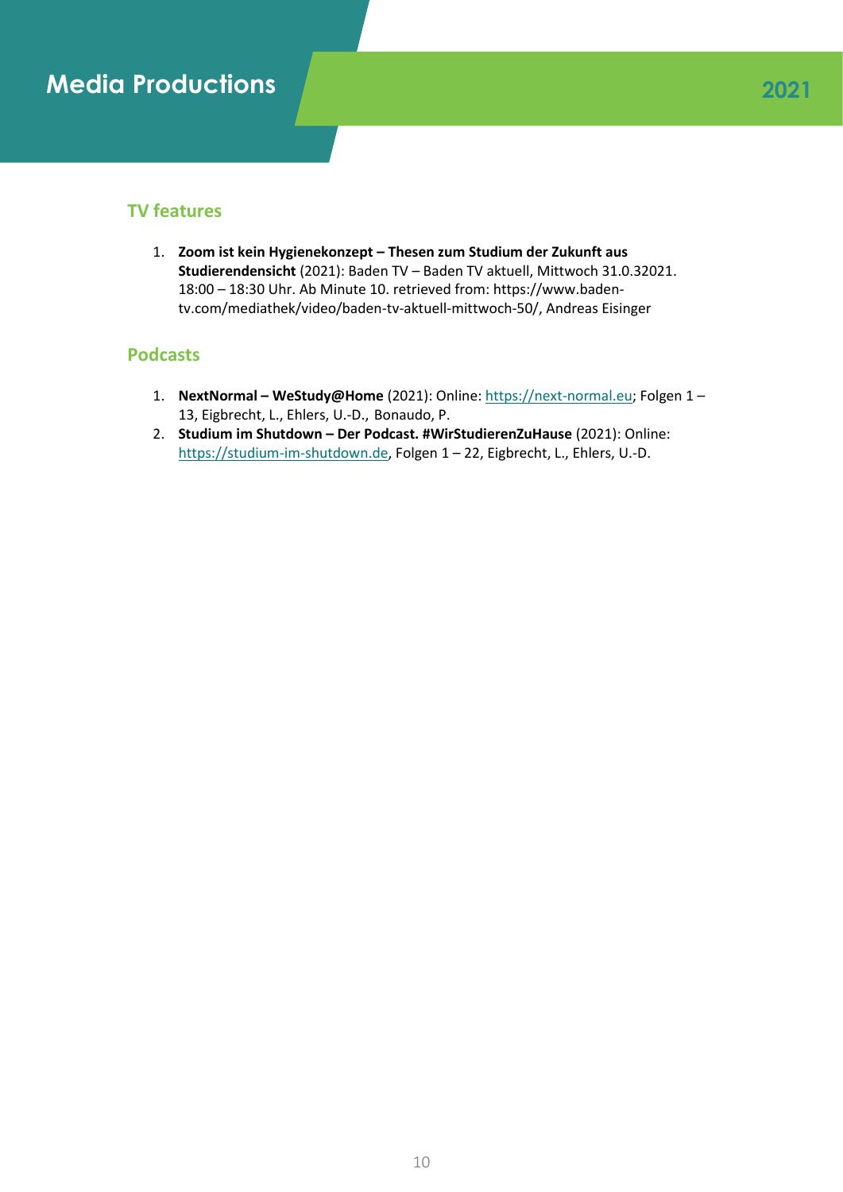# Media Productions

2021

## TV features

1. **Zoom ist kein Hygienekonzept – Thesen zum Studium der Zukunft aus Studierendensicht** (2021): Baden TV – Baden TV aktuell, Mittwoch 31.0.32021. 18:00 – 18:30 Uhr. Ab Minute 10. retrieved from: https://www.baden-tv.com/mediathek/video/baden-tv-aktuell-mittwoch-50/, Andreas Eisinger

## Podcasts

1. **NextNormal – WeStudy@Home** (2021): Online: https://next-normal.eu; Folgen 1 – 13, Eigbrecht, L., Ehlers, U.-D., Bonaudo, P.
2. **Studium im Shutdown – Der Podcast. #WirStudierenZuHause** (2021): Online: https://studium-im-shutdown.de, Folgen 1 – 22, Eigbrecht, L., Ehlers, U.-D.